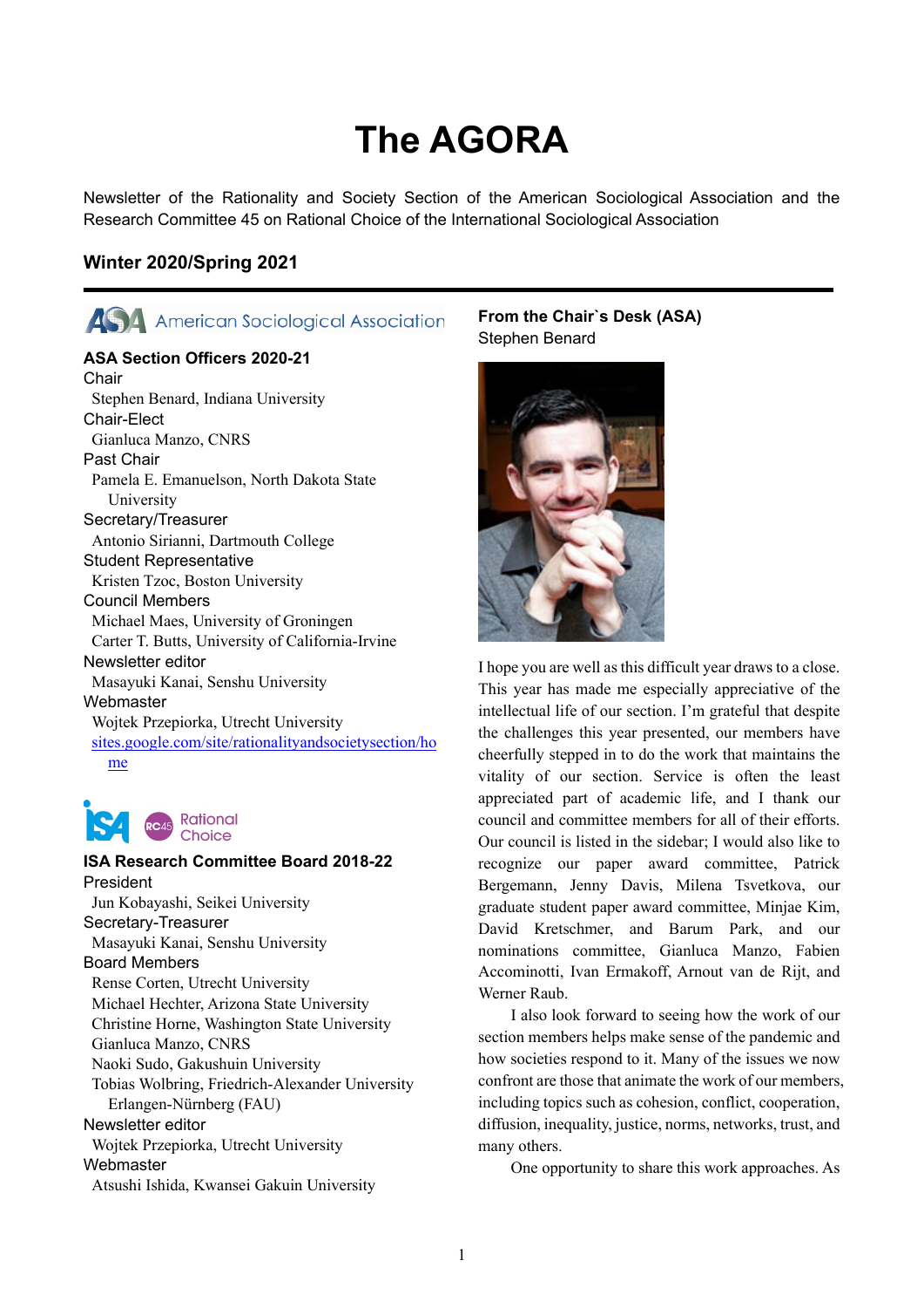# The AGORA

Newsletter of the Rationality and Society Section of the American Sociological Association and the Research Committee 45 on Rational Choice of the International Sociological Association

## Winter 2020/Spring 2021

American Sociological Association

### ASA Section Officers 2020-21

Chair
Stephen Benard, Indiana University

Chair-Elect
Gianluca Manzo, CNRS

Past Chair
Pamela E. Emanuelson, North Dakota State University

Secretary/Treasurer
Antonio Sirianni, Dartmouth College

Student Representative
Kristen Tzoc, Boston University

Council Members
Michael Maes, University of Groningen
Carter T. Butts, University of California-Irvine

Newsletter editor
Masayuki Kanai, Senshu University

Webmaster
Wojtek Przepiorka, Utrecht University
sites.google.com/site/rationalityandsocietysection/home

RC45 Rational Choice

### ISA Research Committee Board 2018-22

President
Jun Kobayashi, Seikei University

Secretary-Treasurer
Masayuki Kanai, Senshu University

Board Members
Rense Corten, Utrecht University
Michael Hechter, Arizona State University
Christine Horne, Washington State University
Gianluca Manzo, CNRS
Naoki Sudo, Gakushuin University
Tobias Wolbring, Friedrich-Alexander University Erlangen-Nürnberg (FAU)

Newsletter editor
Wojtek Przepiorka, Utrecht University

Webmaster
Atsushi Ishida, Kwansei Gakuin University

### From the Chair`s Desk (ASA)

Stephen Benard

I hope you are well as this difficult year draws to a close. This year has made me especially appreciative of the intellectual life of our section. I'm grateful that despite the challenges this year presented, our members have cheerfully stepped in to do the work that maintains the vitality of our section. Service is often the least appreciated part of academic life, and I thank our council and committee members for all of their efforts. Our council is listed in the sidebar; I would also like to recognize our paper award committee, Patrick Bergemann, Jenny Davis, Milena Tsvetkova, our graduate student paper award committee, Minjae Kim, David Kretschmer, and Barum Park, and our nominations committee, Gianluca Manzo, Fabien Accominotti, Ivan Ermakoff, Arnout van de Rijt, and Werner Raub.

I also look forward to seeing how the work of our section members helps make sense of the pandemic and how societies respond to it. Many of the issues we now confront are those that animate the work of our members, including topics such as cohesion, conflict, cooperation, diffusion, inequality, justice, norms, networks, trust, and many others.

One opportunity to share this work approaches. As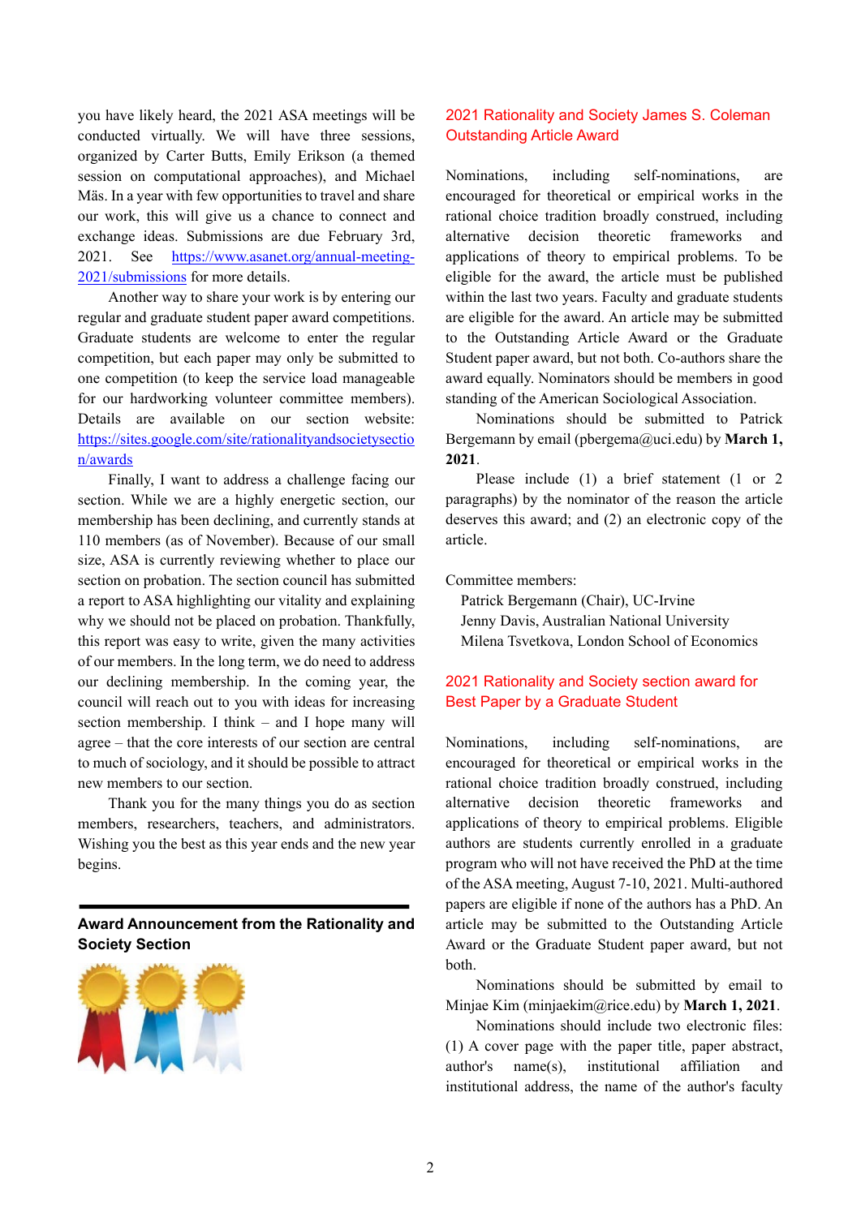you have likely heard, the 2021 ASA meetings will be conducted virtually. We will have three sessions, organized by Carter Butts, Emily Erikson (a themed session on computational approaches), and Michael Mäs. In a year with few opportunities to travel and share our work, this will give us a chance to connect and exchange ideas. Submissions are due February 3rd, 2021. See https://www.asanet.org/annual-meeting-2021/submissions for more details.

Another way to share your work is by entering our regular and graduate student paper award competitions. Graduate students are welcome to enter the regular competition, but each paper may only be submitted to one competition (to keep the service load manageable for our hardworking volunteer committee members). Details are available on our section website: https://sites.google.com/site/rationalityandsocietysection/awards

Finally, I want to address a challenge facing our section. While we are a highly energetic section, our membership has been declining, and currently stands at 110 members (as of November). Because of our small size, ASA is currently reviewing whether to place our section on probation. The section council has submitted a report to ASA highlighting our vitality and explaining why we should not be placed on probation. Thankfully, this report was easy to write, given the many activities of our members. In the long term, we do need to address our declining membership. In the coming year, the council will reach out to you with ideas for increasing section membership. I think – and I hope many will agree – that the core interests of our section are central to much of sociology, and it should be possible to attract new members to our section.

Thank you for the many things you do as section members, researchers, teachers, and administrators. Wishing you the best as this year ends and the new year begins.

---

## Award Announcement from the Rationality and Society Section

### 2021 Rationality and Society James S. Coleman Outstanding Article Award

Nominations, including self-nominations, are encouraged for theoretical or empirical works in the rational choice tradition broadly construed, including alternative decision theoretic frameworks and applications of theory to empirical problems. To be eligible for the award, the article must be published within the last two years. Faculty and graduate students are eligible for the award. An article may be submitted to the Outstanding Article Award or the Graduate Student paper award, but not both. Co-authors share the award equally. Nominators should be members in good standing of the American Sociological Association.

Nominations should be submitted to Patrick Bergemann by email (pbergema@uci.edu) by **March 1, 2021**.

Please include (1) a brief statement (1 or 2 paragraphs) by the nominator of the reason the article deserves this award; and (2) an electronic copy of the article.

Committee members:

Patrick Bergemann (Chair), UC-Irvine
Jenny Davis, Australian National University
Milena Tsvetkova, London School of Economics

### 2021 Rationality and Society section award for Best Paper by a Graduate Student

Nominations, including self-nominations, are encouraged for theoretical or empirical works in the rational choice tradition broadly construed, including alternative decision theoretic frameworks and applications of theory to empirical problems. Eligible authors are students currently enrolled in a graduate program who will not have received the PhD at the time of the ASA meeting, August 7-10, 2021. Multi-authored papers are eligible if none of the authors has a PhD. An article may be submitted to the Outstanding Article Award or the Graduate Student paper award, but not both.

Nominations should be submitted by email to Minjae Kim (minjaekim@rice.edu) by **March 1, 2021**.

Nominations should include two electronic files: (1) A cover page with the paper title, paper abstract, author's name(s), institutional affiliation and institutional address, the name of the author's faculty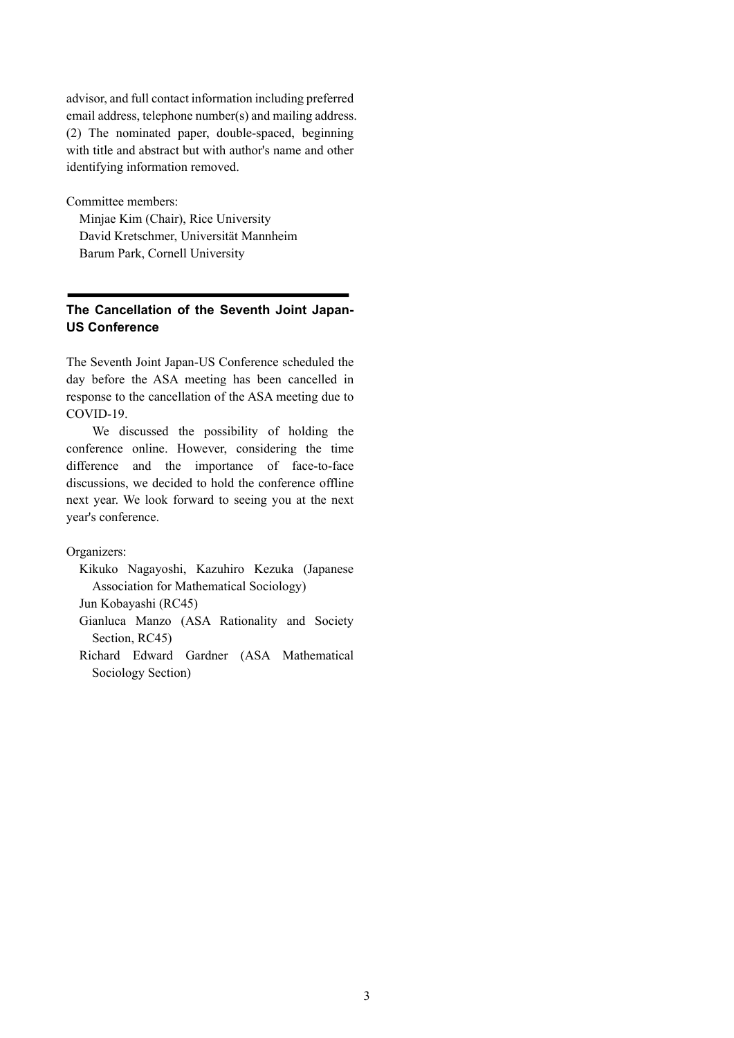advisor, and full contact information including preferred email address, telephone number(s) and mailing address. (2) The nominated paper, double-spaced, beginning with title and abstract but with author's name and other identifying information removed.

Committee members:

- Minjae Kim (Chair), Rice University
- David Kretschmer, Universität Mannheim
- Barum Park, Cornell University

## The Cancellation of the Seventh Joint Japan-US Conference

The Seventh Joint Japan-US Conference scheduled the day before the ASA meeting has been cancelled in response to the cancellation of the ASA meeting due to COVID-19.

We discussed the possibility of holding the conference online. However, considering the time difference and the importance of face-to-face discussions, we decided to hold the conference offline next year. We look forward to seeing you at the next year's conference.

Organizers:

- Kikuko Nagayoshi, Kazuhiro Kezuka (Japanese Association for Mathematical Sociology)
- Jun Kobayashi (RC45)
- Gianluca Manzo (ASA Rationality and Society Section, RC45)
- Richard Edward Gardner (ASA Mathematical Sociology Section)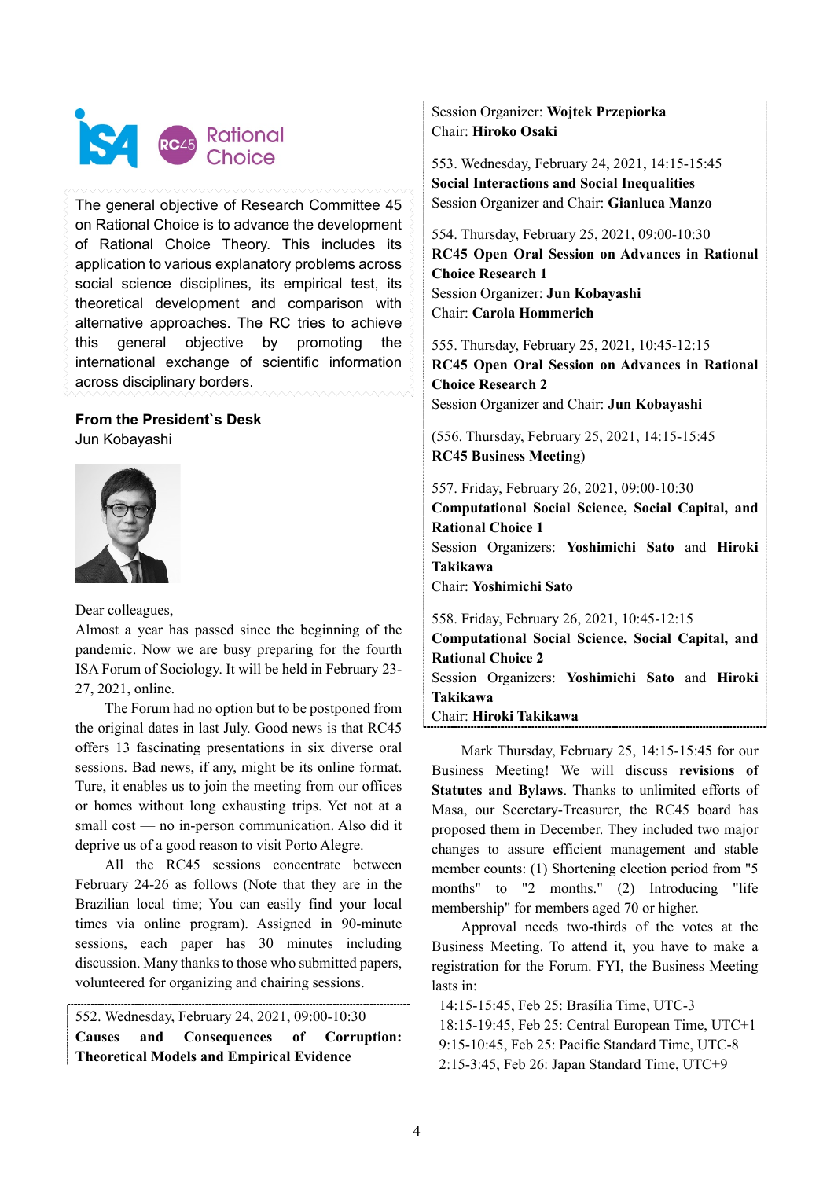ISA RC45 Rational Choice

The general objective of Research Committee 45 on Rational Choice is to advance the development of Rational Choice Theory. This includes its application to various explanatory problems across social science disciplines, its empirical test, its theoretical development and comparison with alternative approaches. The RC tries to achieve this general objective by promoting the international exchange of scientific information across disciplinary borders.

## From the President`s Desk

Jun Kobayashi

Dear colleagues,

Almost a year has passed since the beginning of the pandemic. Now we are busy preparing for the fourth ISA Forum of Sociology. It will be held in February 23-27, 2021, online.

The Forum had no option but to be postponed from the original dates in last July. Good news is that RC45 offers 13 fascinating presentations in six diverse oral sessions. Bad news, if any, might be its online format. Ture, it enables us to join the meeting from our offices or homes without long exhausting trips. Yet not at a small cost — no in-person communication. Also did it deprive us of a good reason to visit Porto Alegre.

All the RC45 sessions concentrate between February 24-26 as follows (Note that they are in the Brazilian local time; You can easily find your local times via online program). Assigned in 90-minute sessions, each paper has 30 minutes including discussion. Many thanks to those who submitted papers, volunteered for organizing and chairing sessions.

552. Wednesday, February 24, 2021, 09:00-10:30
**Causes and Consequences of Corruption: Theoretical Models and Empirical Evidence**
Session Organizer: **Wojtek Przepiorka**
Chair: **Hiroko Osaki**

553. Wednesday, February 24, 2021, 14:15-15:45
**Social Interactions and Social Inequalities**
Session Organizer and Chair: **Gianluca Manzo**

554. Thursday, February 25, 2021, 09:00-10:30
**RC45 Open Oral Session on Advances in Rational Choice Research 1**
Session Organizer: **Jun Kobayashi**
Chair: **Carola Hommerich**

555. Thursday, February 25, 2021, 10:45-12:15
**RC45 Open Oral Session on Advances in Rational Choice Research 2**
Session Organizer and Chair: **Jun Kobayashi**

(556. Thursday, February 25, 2021, 14:15-15:45
**RC45 Business Meeting**)

557. Friday, February 26, 2021, 09:00-10:30
**Computational Social Science, Social Capital, and Rational Choice 1**
Session Organizers: **Yoshimichi Sato** and **Hiroki Takikawa**
Chair: **Yoshimichi Sato**

558. Friday, February 26, 2021, 10:45-12:15
**Computational Social Science, Social Capital, and Rational Choice 2**
Session Organizers: **Yoshimichi Sato** and **Hiroki Takikawa**
Chair: **Hiroki Takikawa**

Mark Thursday, February 25, 14:15-15:45 for our Business Meeting! We will discuss **revisions of Statutes and Bylaws**. Thanks to unlimited efforts of Masa, our Secretary-Treasurer, the RC45 board has proposed them in December. They included two major changes to assure efficient management and stable member counts: (1) Shortening election period from "5 months" to "2 months." (2) Introducing "life membership" for members aged 70 or higher.

Approval needs two-thirds of the votes at the Business Meeting. To attend it, you have to make a registration for the Forum. FYI, the Business Meeting lasts in:

14:15-15:45, Feb 25: Brasília Time, UTC-3
18:15-19:45, Feb 25: Central European Time, UTC+1
9:15-10:45, Feb 25: Pacific Standard Time, UTC-8
2:15-3:45, Feb 26: Japan Standard Time, UTC+9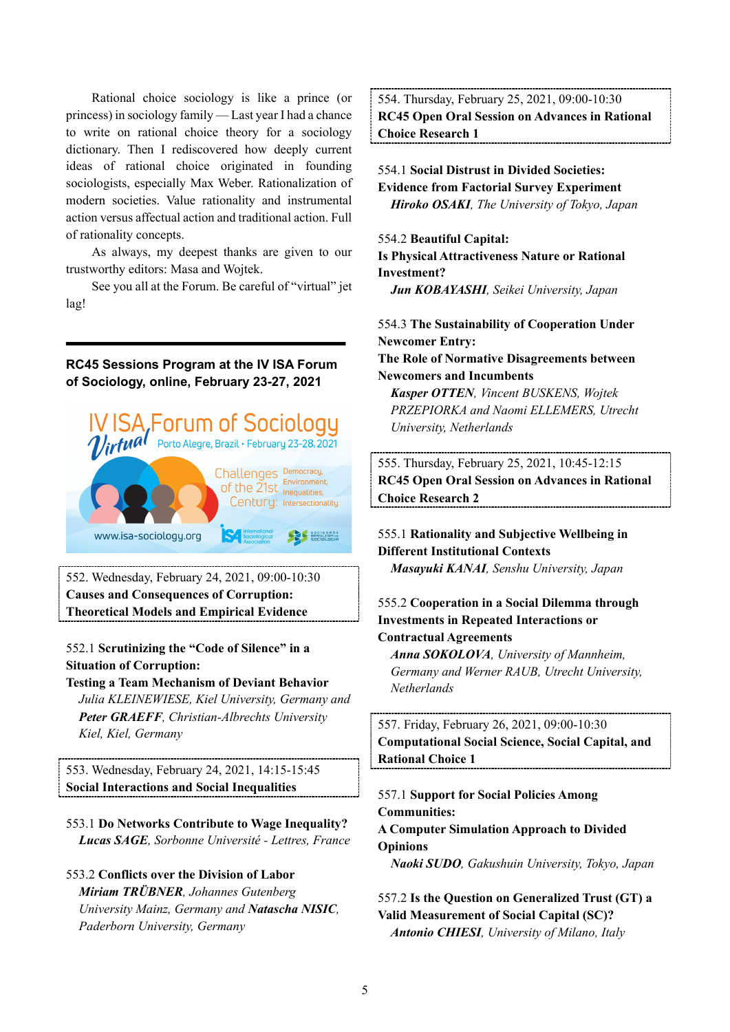Rational choice sociology is like a prince (or princess) in sociology family — Last year I had a chance to write on rational choice theory for a sociology dictionary. Then I rediscovered how deeply current ideas of rational choice originated in founding sociologists, especially Max Weber. Rationalization of modern societies. Value rationality and instrumental action versus affectual action and traditional action. Full of rationality concepts.

As always, my deepest thanks are given to our trustworthy editors: Masa and Wojtek.

See you all at the Forum. Be careful of "virtual" jet lag!

## RC45 Sessions Program at the IV ISA Forum of Sociology, online, February 23-27, 2021

IV ISA Forum of Sociology Virtual — Porto Alegre, Brazil • February 23-28, 2021 — Challenges of the 21st Century: Democracy, Environment, Inequalities, Intersectionality — www.isa-sociology.org

552. Wednesday, February 24, 2021, 09:00-10:30
**Causes and Consequences of Corruption: Theoretical Models and Empirical Evidence**

552.1 **Scrutinizing the "Code of Silence" in a Situation of Corruption: Testing a Team Mechanism of Deviant Behavior**
*Julia KLEINEWIESE, Kiel University, Germany and **Peter GRAEFF**, Christian-Albrechts University Kiel, Kiel, Germany*

553. Wednesday, February 24, 2021, 14:15-15:45
**Social Interactions and Social Inequalities**

553.1 **Do Networks Contribute to Wage Inequality?**
***Lucas SAGE**, Sorbonne Université - Lettres, France*

553.2 **Conflicts over the Division of Labor**
***Miriam TRÜBNER**, Johannes Gutenberg University Mainz, Germany and **Natascha NISIC**, Paderborn University, Germany*

554. Thursday, February 25, 2021, 09:00-10:30
**RC45 Open Oral Session on Advances in Rational Choice Research 1**

554.1 **Social Distrust in Divided Societies: Evidence from Factorial Survey Experiment**
***Hiroko OSAKI**, The University of Tokyo, Japan*

554.2 **Beautiful Capital: Is Physical Attractiveness Nature or Rational Investment?**
***Jun KOBAYASHI**, Seikei University, Japan*

554.3 **The Sustainability of Cooperation Under Newcomer Entry: The Role of Normative Disagreements between Newcomers and Incumbents**
***Kasper OTTEN**, Vincent BUSKENS, Wojtek PRZEPIORKA and Naomi ELLEMERS, Utrecht University, Netherlands*

555. Thursday, February 25, 2021, 10:45-12:15
**RC45 Open Oral Session on Advances in Rational Choice Research 2**

555.1 **Rationality and Subjective Wellbeing in Different Institutional Contexts**
***Masayuki KANAI**, Senshu University, Japan*

555.2 **Cooperation in a Social Dilemma through Investments in Repeated Interactions or Contractual Agreements**
***Anna SOKOLOVA**, University of Mannheim, Germany and Werner RAUB, Utrecht University, Netherlands*

557. Friday, February 26, 2021, 09:00-10:30
**Computational Social Science, Social Capital, and Rational Choice 1**

557.1 **Support for Social Policies Among Communities: A Computer Simulation Approach to Divided Opinions**
***Naoki SUDO**, Gakushuin University, Tokyo, Japan*

557.2 **Is the Question on Generalized Trust (GT) a Valid Measurement of Social Capital (SC)?**
***Antonio CHIESI**, University of Milano, Italy*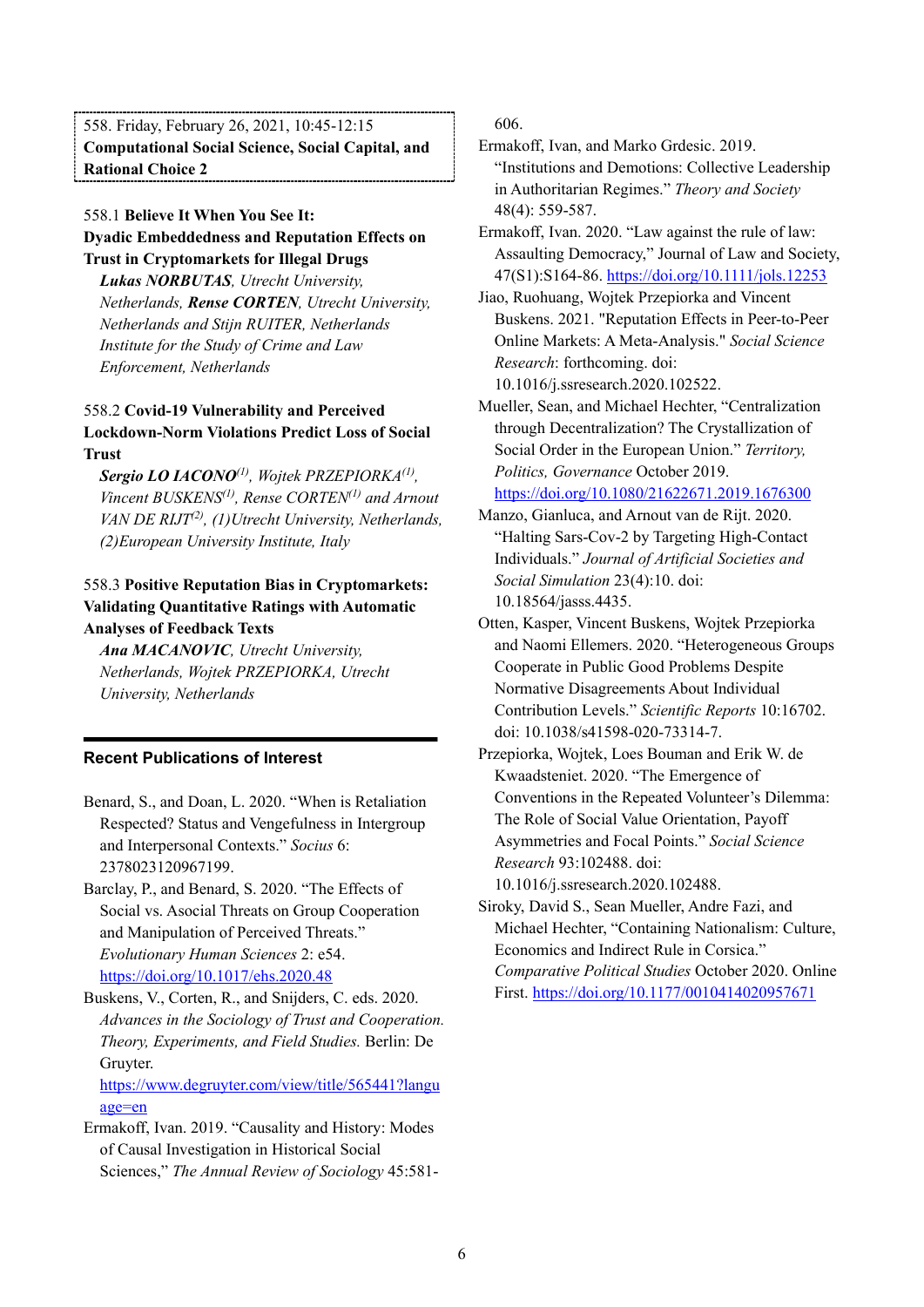558. Friday, February 26, 2021, 10:45-12:15
**Computational Social Science, Social Capital, and Rational Choice 2**

558.1 **Believe It When You See It: Dyadic Embeddedness and Reputation Effects on Trust in Cryptomarkets for Illegal Drugs**
*Lukas* ***NORBUTAS****, Utrecht University, Netherlands,* ***Rense CORTEN****, Utrecht University, Netherlands and Stijn RUITER, Netherlands Institute for the Study of Crime and Law Enforcement, Netherlands*

558.2 **Covid-19 Vulnerability and Perceived Lockdown-Norm Violations Predict Loss of Social Trust**
***Sergio LO IACONO***[(1)]*, Wojtek PRZEPIORKA*[(1)]*, Vincent BUSKENS*[(1)]*, Rense CORTEN*[(1)] *and Arnout VAN DE RIJT*[(2)]*, (1)Utrecht University, Netherlands, (2)European University Institute, Italy*

558.3 **Positive Reputation Bias in Cryptomarkets: Validating Quantitative Ratings with Automatic Analyses of Feedback Texts**
***Ana MACANOVIC****, Utrecht University, Netherlands, Wojtek PRZEPIORKA, Utrecht University, Netherlands*

## Recent Publications of Interest

Benard, S., and Doan, L. 2020. "When is Retaliation Respected? Status and Vengefulness in Intergroup and Interpersonal Contexts." *Socius* 6: 2378023120967199.

Barclay, P., and Benard, S. 2020. "The Effects of Social vs. Asocial Threats on Group Cooperation and Manipulation of Perceived Threats." *Evolutionary Human Sciences* 2: e54. https://doi.org/10.1017/ehs.2020.48

Buskens, V., Corten, R., and Snijders, C. eds. 2020. *Advances in the Sociology of Trust and Cooperation. Theory, Experiments, and Field Studies.* Berlin: De Gruyter. https://www.degruyter.com/view/title/565441?language=en

Ermakoff, Ivan. 2019. "Causality and History: Modes of Causal Investigation in Historical Social Sciences," *The Annual Review of Sociology* 45:581-606.

Ermakoff, Ivan, and Marko Grdesic. 2019. "Institutions and Demotions: Collective Leadership in Authoritarian Regimes." *Theory and Society* 48(4): 559-587.

Ermakoff, Ivan. 2020. "Law against the rule of law: Assaulting Democracy," Journal of Law and Society, 47(S1):S164-86. https://doi.org/10.1111/jols.12253

Jiao, Ruohuang, Wojtek Przepiorka and Vincent Buskens. 2021. "Reputation Effects in Peer-to-Peer Online Markets: A Meta-Analysis." *Social Science Research*: forthcoming. doi: 10.1016/j.ssresearch.2020.102522.

Mueller, Sean, and Michael Hechter, "Centralization through Decentralization? The Crystallization of Social Order in the European Union." *Territory, Politics, Governance* October 2019. https://doi.org/10.1080/21622671.2019.1676300

Manzo, Gianluca, and Arnout van de Rijt. 2020. "Halting Sars-Cov-2 by Targeting High-Contact Individuals." *Journal of Artificial Societies and Social Simulation* 23(4):10. doi: 10.18564/jasss.4435.

Otten, Kasper, Vincent Buskens, Wojtek Przepiorka and Naomi Ellemers. 2020. "Heterogeneous Groups Cooperate in Public Good Problems Despite Normative Disagreements About Individual Contribution Levels." *Scientific Reports* 10:16702. doi: 10.1038/s41598-020-73314-7.

Przepiorka, Wojtek, Loes Bouman and Erik W. de Kwaadsteniet. 2020. "The Emergence of Conventions in the Repeated Volunteer's Dilemma: The Role of Social Value Orientation, Payoff Asymmetries and Focal Points." *Social Science Research* 93:102488. doi: 10.1016/j.ssresearch.2020.102488.

Siroky, David S., Sean Mueller, Andre Fazi, and Michael Hechter, "Containing Nationalism: Culture, Economics and Indirect Rule in Corsica." *Comparative Political Studies* October 2020. Online First. https://doi.org/10.1177/0010414020957671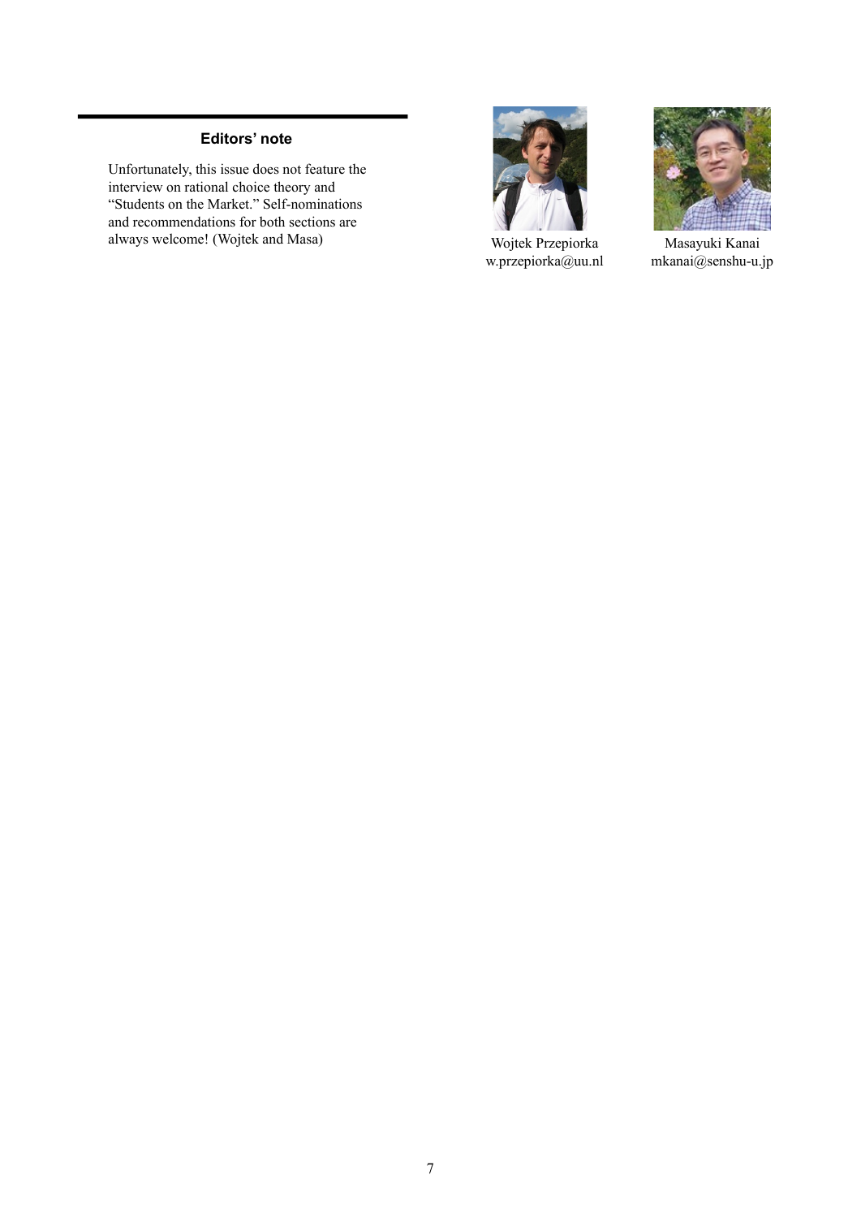## Editors' note

Unfortunately, this issue does not feature the interview on rational choice theory and "Students on the Market." Self-nominations and recommendations for both sections are always welcome! (Wojtek and Masa)

Wojtek Przepiorka
w.przepiorka@uu.nl

Masayuki Kanai
mkanai@senshu-u.jp